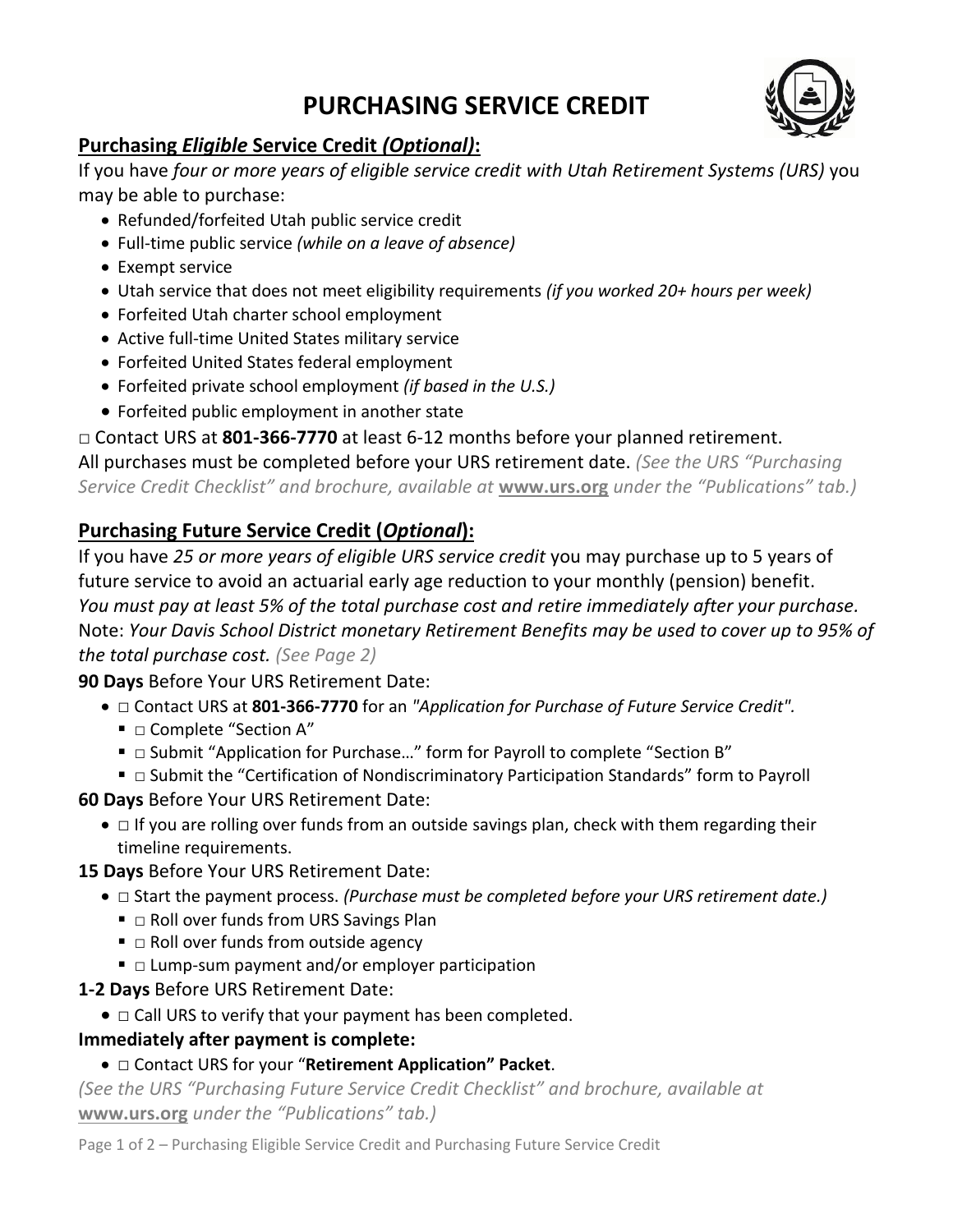# PURCHASING SERVICE CREDIT

## Purchasing *Eligible* Service Credit *(Optional)*:

If you have *four or more years of eligible service credit with Utah Retirement Systems (URS)* you may be able to purchase:

- Refunded/forfeited Utah public service credit
- Full-time public service *(while on a leave of absence)*
- Exempt service
- Utah service that does not meet eligibility requirements *(if you worked 20+ hours per week)*
- Forfeited Utah charter school employment
- Active full-time United States military service
- Forfeited United States federal employment
- Forfeited private school employment *(if based in the U.S.)*
- Forfeited public employment in another state

□ Contact URS at **801-366-7770** at least 6-12 months before your planned retirement.
All purchases must be completed before your URS retirement date. *(See the URS "Purchasing Service Credit Checklist" and brochure, available at* **www.urs.org** *under the "Publications" tab.)*

## Purchasing Future Service Credit (*Optional*):

If you have *25 or more years of eligible URS service credit* you may purchase up to 5 years of future service to avoid an actuarial early age reduction to your monthly (pension) benefit. *You must pay at least 5% of the total purchase cost and retire immediately after your purchase.* Note: *Your Davis School District monetary Retirement Benefits may be used to cover up to 95% of the total purchase cost. (See Page 2)*

**90 Days** Before Your URS Retirement Date:

- □ Contact URS at **801-366-7770** for an *"Application for Purchase of Future Service Credit".*
  - □ Complete "Section A"
  - □ Submit "Application for Purchase…" form for Payroll to complete "Section B"
  - □ Submit the "Certification of Nondiscriminatory Participation Standards" form to Payroll

**60 Days** Before Your URS Retirement Date:

- □ If you are rolling over funds from an outside savings plan, check with them regarding their timeline requirements.

**15 Days** Before Your URS Retirement Date:

- □ Start the payment process. *(Purchase must be completed before your URS retirement date.)*
  - □ Roll over funds from URS Savings Plan
  - □ Roll over funds from outside agency
  - □ Lump-sum payment and/or employer participation

**1-2 Days** Before URS Retirement Date:

- □ Call URS to verify that your payment has been completed.

**Immediately after payment is complete:**

- □ Contact URS for your "**Retirement Application" Packet**.

*(See the URS "Purchasing Future Service Credit Checklist" and brochure, available at* **www.urs.org** *under the "Publications" tab.)*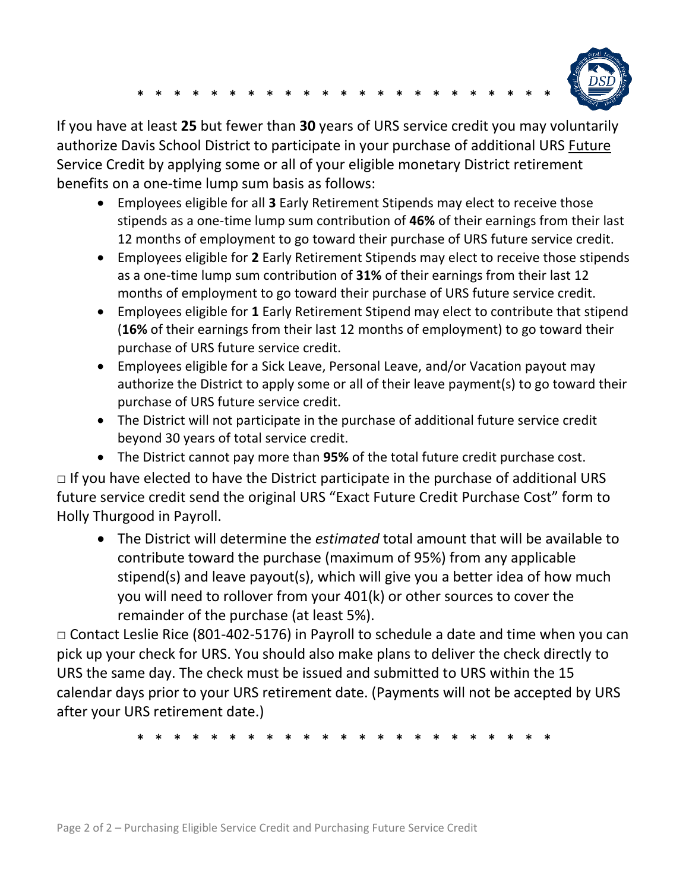\* \* \* \* \* \* \* \* \* \* \* \* \* \* \* \* \* \* \* \* \* \* \*

If you have at least **25** but fewer than **30** years of URS service credit you may voluntarily authorize Davis School District to participate in your purchase of additional URS <u>Future</u> Service Credit by applying some or all of your eligible monetary District retirement benefits on a one-time lump sum basis as follows:

- Employees eligible for all **3** Early Retirement Stipends may elect to receive those stipends as a one-time lump sum contribution of **46%** of their earnings from their last 12 months of employment to go toward their purchase of URS future service credit.
- Employees eligible for **2** Early Retirement Stipends may elect to receive those stipends as a one-time lump sum contribution of **31%** of their earnings from their last 12 months of employment to go toward their purchase of URS future service credit.
- Employees eligible for **1** Early Retirement Stipend may elect to contribute that stipend (**16%** of their earnings from their last 12 months of employment) to go toward their purchase of URS future service credit.
- Employees eligible for a Sick Leave, Personal Leave, and/or Vacation payout may authorize the District to apply some or all of their leave payment(s) to go toward their purchase of URS future service credit.
- The District will not participate in the purchase of additional future service credit beyond 30 years of total service credit.
- The District cannot pay more than **95%** of the total future credit purchase cost.

□ If you have elected to have the District participate in the purchase of additional URS future service credit send the original URS "Exact Future Credit Purchase Cost" form to Holly Thurgood in Payroll.

- The District will determine the *estimated* total amount that will be available to contribute toward the purchase (maximum of 95%) from any applicable stipend(s) and leave payout(s), which will give you a better idea of how much you will need to rollover from your 401(k) or other sources to cover the remainder of the purchase (at least 5%).

□ Contact Leslie Rice (801-402-5176) in Payroll to schedule a date and time when you can pick up your check for URS. You should also make plans to deliver the check directly to URS the same day. The check must be issued and submitted to URS within the 15 calendar days prior to your URS retirement date. (Payments will not be accepted by URS after your URS retirement date.)

\* \* \* \* \* \* \* \* \* \* \* \* \* \* \* \* \* \* \* \* \* \* \*